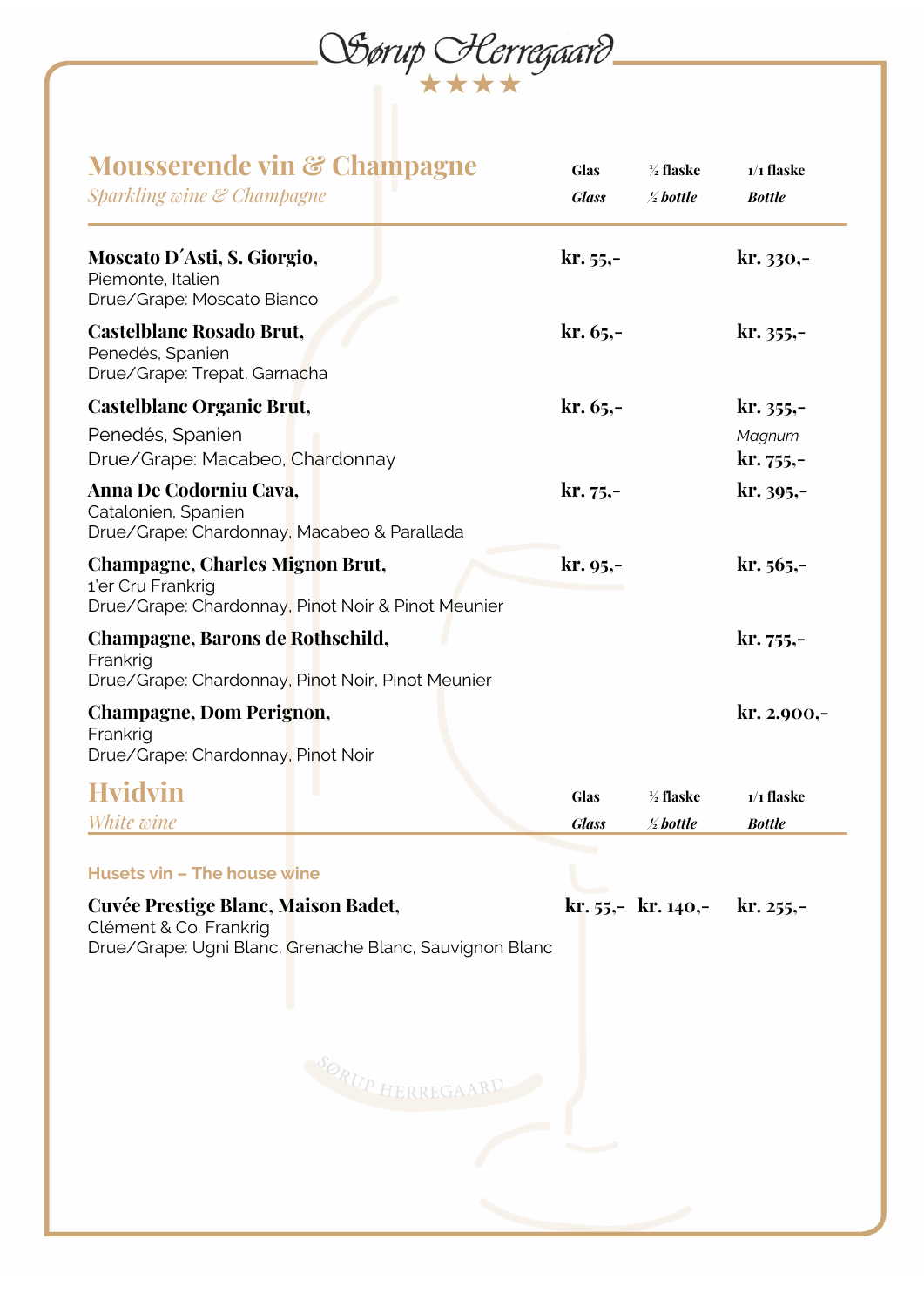# Sørup Herregaard

★★★★

## Mousserende vin & Champagne

*Sparkling wine & Champagne*

| | Glas *Glass* | ½ flaske *½ bottle* | 1/1 flaske *Bottle* |
|---|---|---|---|
| **Moscato D´Asti, S. Giorgio,** Piemonte, Italien Drue/Grape: Moscato Bianco | **kr. 55,-** | | **kr. 330,-** |
| **Castelblanc Rosado Brut,** Penedés, Spanien Drue/Grape: Trepat, Garnacha | **kr. 65,-** | | **kr. 355,-** |
| **Castelblanc Organic Brut,** Penedés, Spanien Drue/Grape: Macabeo, Chardonnay | **kr. 65,-** | | **kr. 355,-** *Magnum* **kr. 755,-** |
| **Anna De Codorniu Cava,** Catalonien, Spanien Drue/Grape: Chardonnay, Macabeo & Parallada | **kr. 75,-** | | **kr. 395,-** |
| **Champagne, Charles Mignon Brut,** 1'er Cru Frankrig Drue/Grape: Chardonnay, Pinot Noir & Pinot Meunier | **kr. 95,-** | | **kr. 565,-** |
| **Champagne, Barons de Rothschild,** Frankrig Drue/Grape: Chardonnay, Pinot Noir, Pinot Meunier | | | **kr. 755,-** |
| **Champagne, Dom Perignon,** Frankrig Drue/Grape: Chardonnay, Pinot Noir | | | **kr. 2.900,-** |

## Hvidvin

*White wine*

### Husets vin – The house wine

| | Glas *Glass* | ½ flaske *½ bottle* | 1/1 flaske *Bottle* |
|---|---|---|---|
| **Cuvée Prestige Blanc, Maison Badet,** Clément & Co. Frankrig Drue/Grape: Ugni Blanc, Grenache Blanc, Sauvignon Blanc | **kr. 55,-** | **kr. 140,-** | **kr. 255,-** |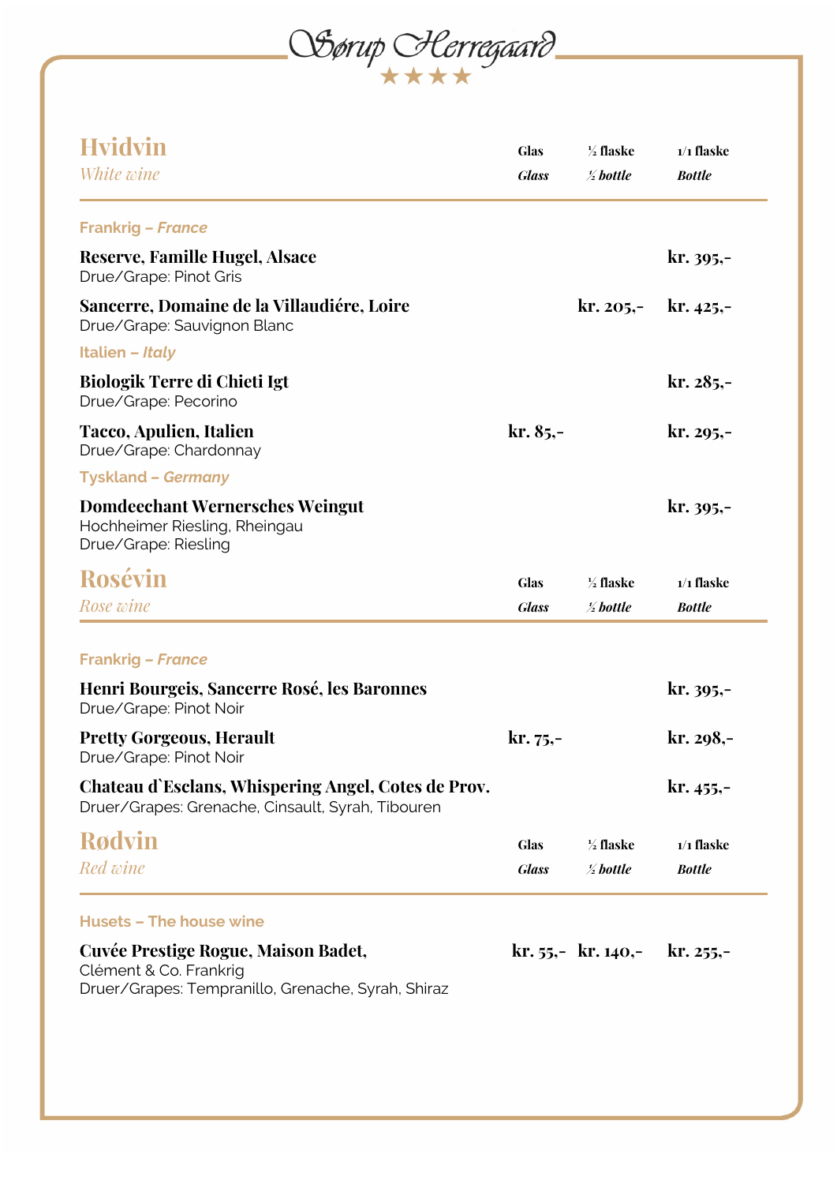# Sørup Herregaard

★★★★

## Hvidvin
*White wine*

| | Glas *Glass* | ½ flaske *½ bottle* | 1/1 flaske *Bottle* |
|---|---|---|---|
| **Frankrig – *France*** | | | |
| **Reserve, Famille Hugel, Alsace**<br>Drue/Grape: Pinot Gris | | | kr. 395,- |
| **Sancerre, Domaine de la Villaudiére, Loire**<br>Drue/Grape: Sauvignon Blanc | | kr. 205,- | kr. 425,- |
| **Italien – *Italy*** | | | |
| **Biologik Terre di Chieti Igt**<br>Drue/Grape: Pecorino | | | kr. 285,- |
| **Tacco, Apulien, Italien**<br>Drue/Grape: Chardonnay | kr. 85,- | | kr. 295,- |
| **Tyskland – *Germany*** | | | |
| **Domdeechant Wernersches Weingut**<br>Hochheimer Riesling, Rheingau<br>Drue/Grape: Riesling | | | kr. 395,- |

## Rosévin
*Rose wine*

| | Glas *Glass* | ½ flaske *½ bottle* | 1/1 flaske *Bottle* |
|---|---|---|---|
| **Frankrig – *France*** | | | |
| **Henri Bourgeis, Sancerre Rosé, les Baronnes**<br>Drue/Grape: Pinot Noir | | | kr. 395,- |
| **Pretty Gorgeous, Herault**<br>Drue/Grape: Pinot Noir | kr. 75,- | | kr. 298,- |
| **Chateau d`Esclans, Whispering Angel, Cotes de Prov.**<br>Druer/Grapes: Grenache, Cinsault, Syrah, Tibouren | | | kr. 455,- |

## Rødvin
*Red wine*

| | Glas *Glass* | ½ flaske *½ bottle* | 1/1 flaske *Bottle* |
|---|---|---|---|
| **Husets – The house wine** | | | |
| **Cuvée Prestige Rogue, Maison Badet,**<br>Clément & Co. Frankrig<br>Druer/Grapes: Tempranillo, Grenache, Syrah, Shiraz | kr. 55,- | kr. 140,- | kr. 255,- |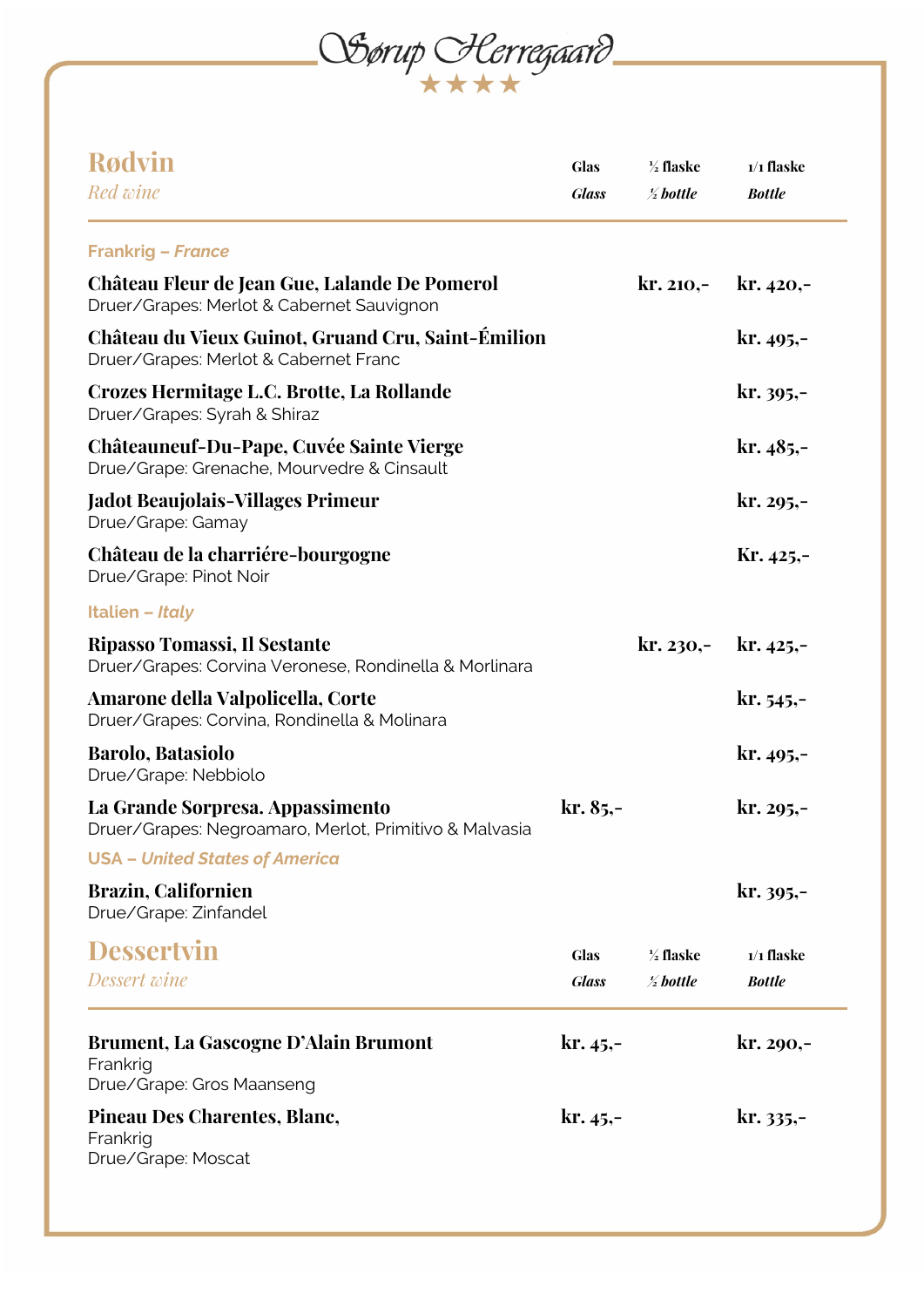# Sørup Herregaard

★★★★

## Rødvin
*Red wine*

| | Glas *Glass* | ½ flaske *½ bottle* | 1/1 flaske *Bottle* |
|---|---|---|---|
| **Frankrig – *France*** | | | |
| **Château Fleur de Jean Gue, Lalande De Pomerol**<br>Druer/Grapes: Merlot & Cabernet Sauvignon | | kr. 210,- | kr. 420,- |
| **Château du Vieux Guinot, Gruand Cru, Saint-Émilion**<br>Druer/Grapes: Merlot & Cabernet Franc | | | kr. 495,- |
| **Crozes Hermitage L.C. Brotte, La Rollande**<br>Druer/Grapes: Syrah & Shiraz | | | kr. 395,- |
| **Châteauneuf-Du-Pape, Cuvée Sainte Vierge**<br>Drue/Grape: Grenache, Mourvedre & Cinsault | | | kr. 485,- |
| **Jadot Beaujolais-Villages Primeur**<br>Drue/Grape: Gamay | | | kr. 295,- |
| **Château de la charriére-bourgogne**<br>Drue/Grape: Pinot Noir | | | Kr. 425,- |
| **Italien – *Italy*** | | | |
| **Ripasso Tomassi, Il Sestante**<br>Druer/Grapes: Corvina Veronese, Rondinella & Morlinara | | kr. 230,- | kr. 425,- |
| **Amarone della Valpolicella, Corte**<br>Druer/Grapes: Corvina, Rondinella & Molinara | | | kr. 545,- |
| **Barolo, Batasiolo**<br>Drue/Grape: Nebbiolo | | | kr. 495,- |
| **La Grande Sorpresa. Appassimento**<br>Druer/Grapes: Negroamaro, Merlot, Primitivo & Malvasia | kr. 85,- | | kr. 295,- |
| **USA – *United States of America*** | | | |
| **Brazin, Californien**<br>Drue/Grape: Zinfandel | | | kr. 395,- |

## Dessertvin
*Dessert wine*

| | Glas *Glass* | ½ flaske *½ bottle* | 1/1 flaske *Bottle* |
|---|---|---|---|
| **Brument, La Gascogne D'Alain Brumont**<br>Frankrig<br>Drue/Grape: Gros Maanseng | kr. 45,- | | kr. 290,- |
| **Pineau Des Charentes, Blanc,**<br>Frankrig<br>Drue/Grape: Moscat | kr. 45,- | | kr. 335,- |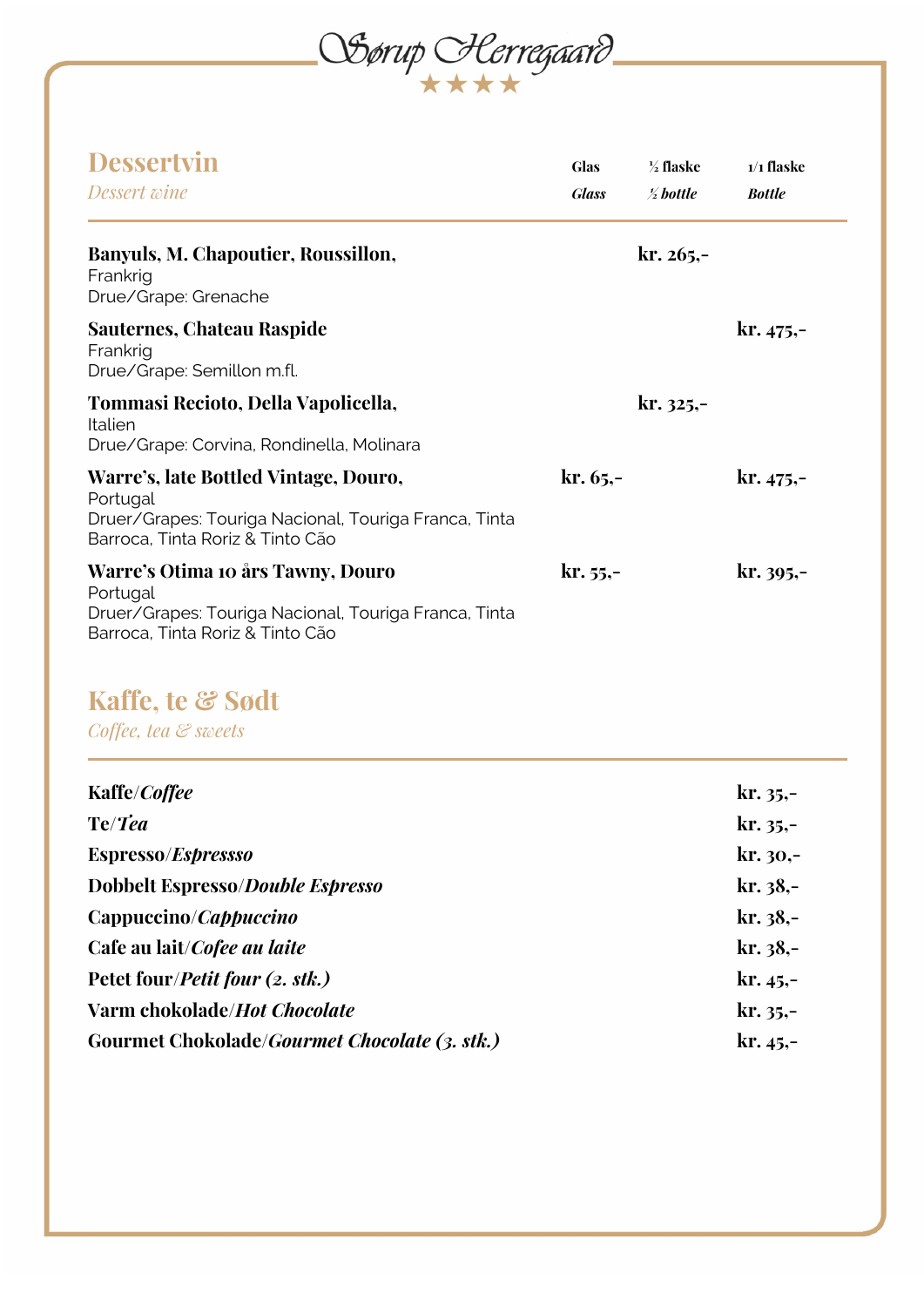# Sørup Herregaard

★★★★

## Dessertvin

*Dessert wine*

| | Glas<br>*Glass* | ½ flaske<br>*½ bottle* | 1/1 flaske<br>*Bottle* |
|---|---|---|---|
| **Banyuls, M. Chapoutier, Roussillon,**<br>Frankrig<br>Drue/Grape: Grenache | | kr. 265,- | |
| **Sauternes, Chateau Raspide**<br>Frankrig<br>Drue/Grape: Semillon m.fl. | | | kr. 475,- |
| **Tommasi Recioto, Della Vapolicella,**<br>Italien<br>Drue/Grape: Corvina, Rondinella, Molinara | | kr. 325,- | |
| **Warre's, late Bottled Vintage, Douro,**<br>Portugal<br>Druer/Grapes: Touriga Nacional, Touriga Franca, Tinta Barroca, Tinta Roriz & Tinto Cão | kr. 65,- | | kr. 475,- |
| **Warre's Otima 10 års Tawny, Douro**<br>Portugal<br>Druer/Grapes: Touriga Nacional, Touriga Franca, Tinta Barroca, Tinta Roriz & Tinto Cão | kr. 55,- | | kr. 395,- |

## Kaffe, te & Sødt

*Coffee, tea & sweets*

| | |
|---|---|
| **Kaffe/*Coffee*** | kr. 35,- |
| **Te/*Tea*** | kr. 35,- |
| **Espresso/*Espressso*** | kr. 30,- |
| **Dobbelt Espresso/*Double Espresso*** | kr. 38,- |
| **Cappuccino/*Cappuccino*** | kr. 38,- |
| **Cafe au lait/*Cofee au laite*** | kr. 38,- |
| **Petet four/*Petit four (2. stk.)*** | kr. 45,- |
| **Varm chokolade/*Hot Chocolate*** | kr. 35,- |
| **Gourmet Chokolade/*Gourmet Chocolate (3. stk.)*** | kr. 45,- |